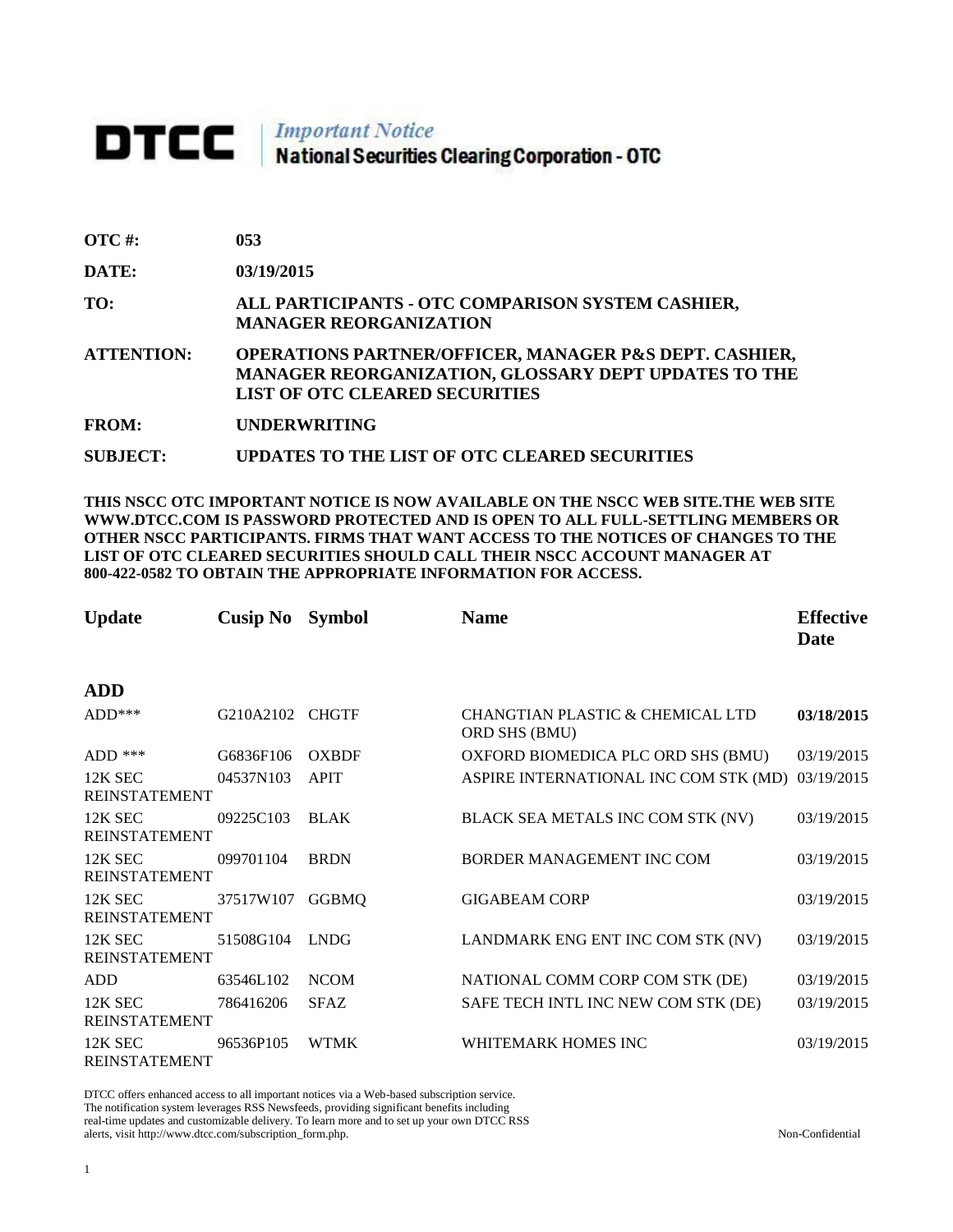# DTCC | *Important Notice* National Securities Clearing Corporation - OTC

**OTC #:** **053**

**DATE:** **03/19/2015**

**TO:** **ALL PARTICIPANTS - OTC COMPARISON SYSTEM CASHIER, MANAGER REORGANIZATION**

**ATTENTION:** **OPERATIONS PARTNER/OFFICER, MANAGER P&S DEPT. CASHIER, MANAGER REORGANIZATION, GLOSSARY DEPT UPDATES TO THE LIST OF OTC CLEARED SECURITIES**

**FROM:** **UNDERWRITING**

**SUBJECT:** **UPDATES TO THE LIST OF OTC CLEARED SECURITIES**

**THIS NSCC OTC IMPORTANT NOTICE IS NOW AVAILABLE ON THE NSCC WEB SITE.THE WEB SITE WWW.DTCC.COM IS PASSWORD PROTECTED AND IS OPEN TO ALL FULL-SETTLING MEMBERS OR OTHER NSCC PARTICIPANTS. FIRMS THAT WANT ACCESS TO THE NOTICES OF CHANGES TO THE LIST OF OTC CLEARED SECURITIES SHOULD CALL THEIR NSCC ACCOUNT MANAGER AT 800-422-0582 TO OBTAIN THE APPROPRIATE INFORMATION FOR ACCESS.**

| Update | Cusip No | Symbol | Name | Effective Date |
|---|---|---|---|---|
| **ADD** | | | | |
| ADD*** | G210A2102 | CHGTF | CHANGTIAN PLASTIC & CHEMICAL LTD ORD SHS (BMU) | **03/18/2015** |
| ADD *** | G6836F106 | OXBDF | OXFORD BIOMEDICA PLC ORD SHS (BMU) | 03/19/2015 |
| 12K SEC REINSTATEMENT | 04537N103 | APIT | ASPIRE INTERNATIONAL INC COM STK (MD) | 03/19/2015 |
| 12K SEC REINSTATEMENT | 09225C103 | BLAK | BLACK SEA METALS INC COM STK (NV) | 03/19/2015 |
| 12K SEC REINSTATEMENT | 099701104 | BRDN | BORDER MANAGEMENT INC COM | 03/19/2015 |
| 12K SEC REINSTATEMENT | 37517W107 | GGBMQ | GIGABEAM CORP | 03/19/2015 |
| 12K SEC REINSTATEMENT | 51508G104 | LNDG | LANDMARK ENG ENT INC COM STK (NV) | 03/19/2015 |
| ADD | 63546L102 | NCOM | NATIONAL COMM CORP COM STK (DE) | 03/19/2015 |
| 12K SEC REINSTATEMENT | 786416206 | SFAZ | SAFE TECH INTL INC NEW COM STK (DE) | 03/19/2015 |
| 12K SEC REINSTATEMENT | 96536P105 | WTMK | WHITEMARK HOMES INC | 03/19/2015 |

DTCC offers enhanced access to all important notices via a Web-based subscription service. The notification system leverages RSS Newsfeeds, providing significant benefits including real-time updates and customizable delivery. To learn more and to set up your own DTCC RSS alerts, visit http://www.dtcc.com/subscription_form.php.

Non-Confidential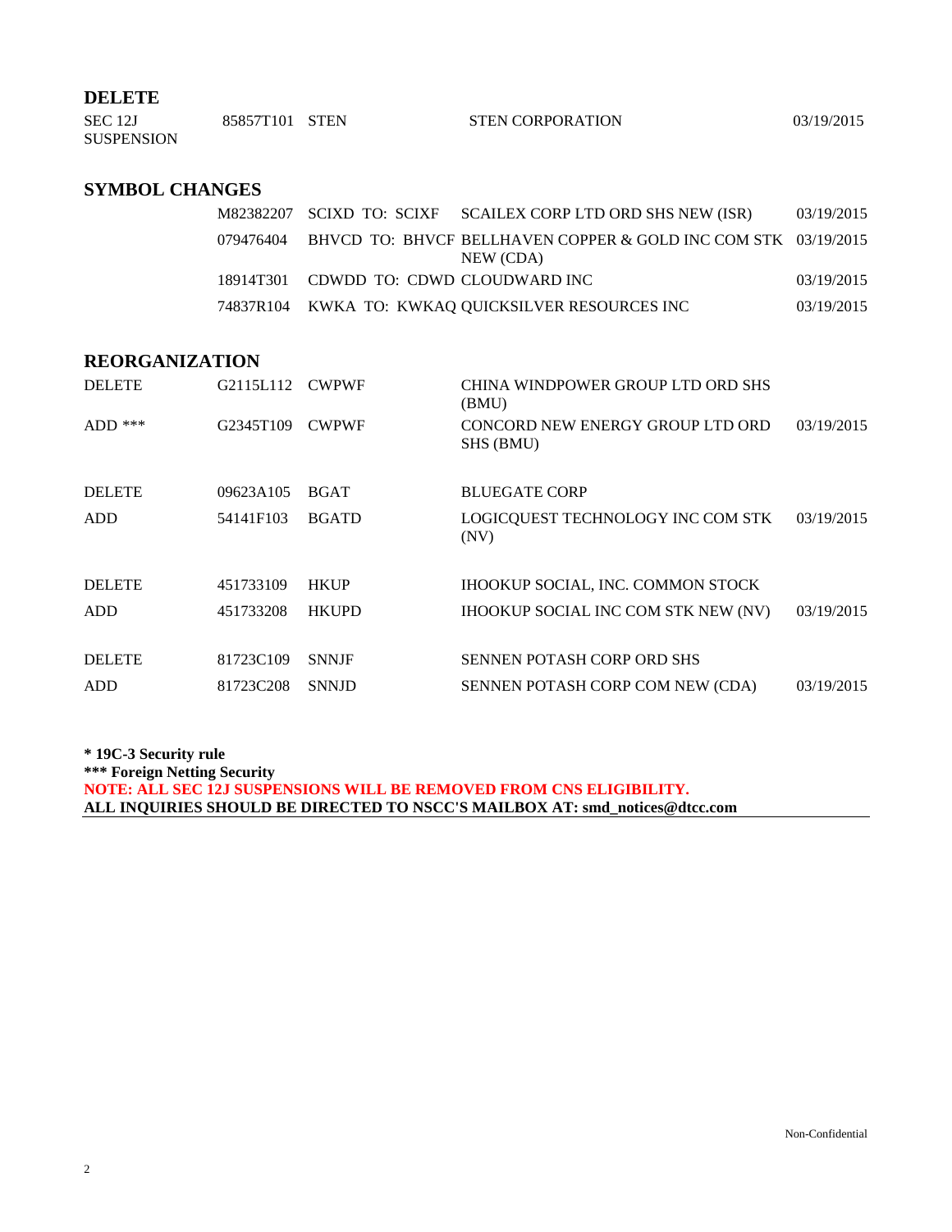## DELETE

| | | | | |
|---|---|---|---|---|
| SEC 12J SUSPENSION | 85857T101 | STEN | STEN CORPORATION | 03/19/2015 |

## SYMBOL CHANGES

| | | | | |
|---|---|---|---|---|
| | M82382207 | SCIXD TO: SCIXF | SCAILEX CORP LTD ORD SHS NEW (ISR) | 03/19/2015 |
| | 079476404 | BHVCD TO: BHVCF | BELLHAVEN COPPER & GOLD INC COM STK NEW (CDA) | 03/19/2015 |
| | 18914T301 | CDWDD TO: CDWD | CLOUDWARD INC | 03/19/2015 |
| | 74837R104 | KWKA TO: KWKAQ | QUICKSILVER RESOURCES INC | 03/19/2015 |

## REORGANIZATION

| | | | | |
|---|---|---|---|---|
| DELETE | G2115L112 | CWPWF | CHINA WINDPOWER GROUP LTD ORD SHS (BMU) | |
| ADD *** | G2345T109 | CWPWF | CONCORD NEW ENERGY GROUP LTD ORD SHS (BMU) | 03/19/2015 |
| DELETE | 09623A105 | BGAT | BLUEGATE CORP | |
| ADD | 54141F103 | BGATD | LOGICQUEST TECHNOLOGY INC COM STK (NV) | 03/19/2015 |
| DELETE | 451733109 | HKUP | IHOOKUP SOCIAL, INC. COMMON STOCK | |
| ADD | 451733208 | HKUPD | IHOOKUP SOCIAL INC COM STK NEW (NV) | 03/19/2015 |
| DELETE | 81723C109 | SNNJF | SENNEN POTASH CORP ORD SHS | |
| ADD | 81723C208 | SNNJD | SENNEN POTASH CORP COM NEW (CDA) | 03/19/2015 |

**\* 19C-3 Security rule**
**\*\*\* Foreign Netting Security**
**NOTE: ALL SEC 12J SUSPENSIONS WILL BE REMOVED FROM CNS ELIGIBILITY.**
**ALL INQUIRIES SHOULD BE DIRECTED TO NSCC'S MAILBOX AT: smd_notices@dtcc.com**

Non-Confidential